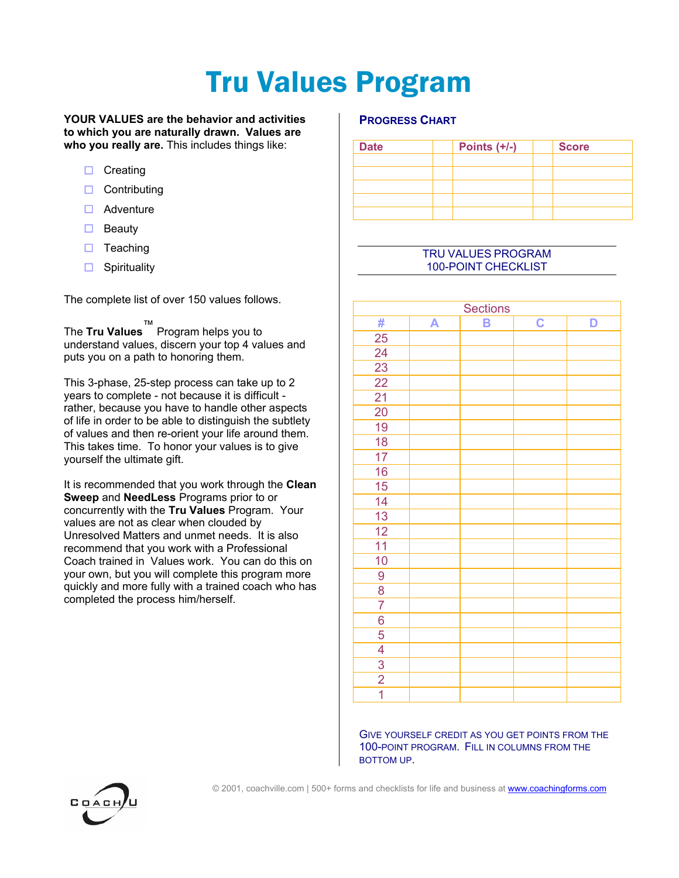# Tru Values Program

**YOUR VALUES are the behavior and activities to which you are naturally drawn. Values are who you really are.** This includes things like:

- ☐ Creating
- ☐ Contributing
- ☐ Adventure
- ☐ Beauty
- ☐ Teaching
- ☐ Spirituality

The complete list of over 150 values follows.

The **Tru Values**™ Program helps you to understand values, discern your top 4 values and puts you on a path to honoring them.

This 3-phase, 25-step process can take up to 2 years to complete - not because it is difficult - rather, because you have to handle other aspects of life in order to be able to distinguish the subtlety of values and then re-orient your life around them. This takes time. To honor your values is to give yourself the ultimate gift.

It is recommended that you work through the **Clean Sweep** and **NeedLess** Programs prior to or concurrently with the **Tru Values** Program. Your values are not as clear when clouded by Unresolved Matters and unmet needs. It is also recommend that you work with a Professional Coach trained in Values work. You can do this on your own, but you will complete this program more quickly and more fully with a trained coach who has completed the process him/herself.

## PROGRESS CHART

| Date | | Points (+/-) | | Score |
|---|---|---|---|---|
| | | | | |
| | | | | |
| | | | | |
| | | | | |
| | | | | |

## TRU VALUES PROGRAM 100-POINT CHECKLIST

| Sections | | | | |
|---|---|---|---|---|
| # | A | B | C | D |
| 25 | | | | |
| 24 | | | | |
| 23 | | | | |
| 22 | | | | |
| 21 | | | | |
| 20 | | | | |
| 19 | | | | |
| 18 | | | | |
| 17 | | | | |
| 16 | | | | |
| 15 | | | | |
| 14 | | | | |
| 13 | | | | |
| 12 | | | | |
| 11 | | | | |
| 10 | | | | |
| 9 | | | | |
| 8 | | | | |
| 7 | | | | |
| 6 | | | | |
| 5 | | | | |
| 4 | | | | |
| 3 | | | | |
| 2 | | | | |
| 1 | | | | |

GIVE YOURSELF CREDIT AS YOU GET POINTS FROM THE 100-POINT PROGRAM. FILL IN COLUMNS FROM THE BOTTOM UP.

© 2001, coachville.com | 500+ forms and checklists for life and business at www.coachingforms.com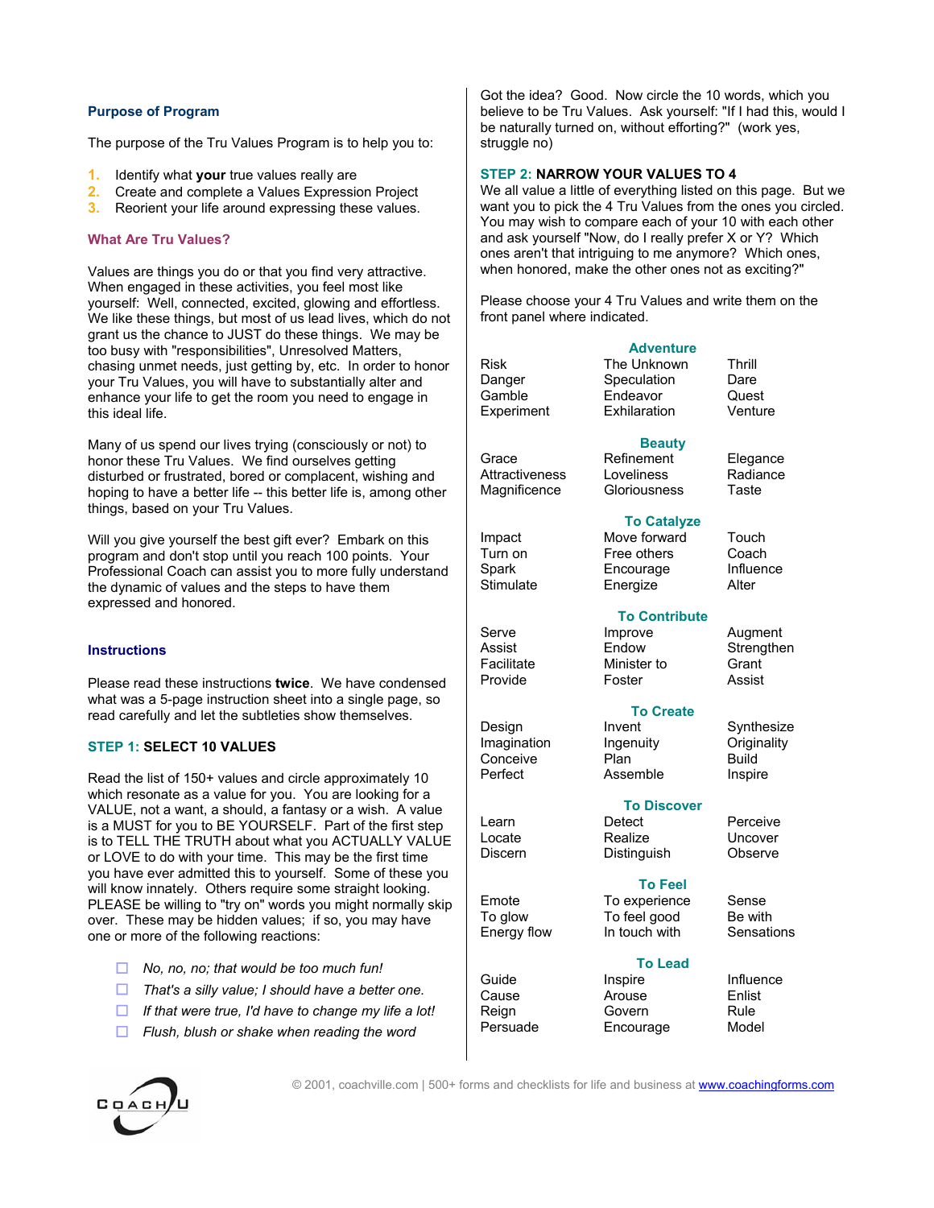### Purpose of Program

The purpose of the Tru Values Program is to help you to:

1. Identify what **your** true values really are
2. Create and complete a Values Expression Project
3. Reorient your life around expressing these values.

### What Are Tru Values?

Values are things you do or that you find very attractive. When engaged in these activities, you feel most like yourself: Well, connected, excited, glowing and effortless. We like these things, but most of us lead lives, which do not grant us the chance to JUST do these things. We may be too busy with "responsibilities", Unresolved Matters, chasing unmet needs, just getting by, etc. In order to honor your Tru Values, you will have to substantially alter and enhance your life to get the room you need to engage in this ideal life.

Many of us spend our lives trying (consciously or not) to honor these Tru Values. We find ourselves getting disturbed or frustrated, bored or complacent, wishing and hoping to have a better life -- this better life is, among other things, based on your Tru Values.

Will you give yourself the best gift ever? Embark on this program and don't stop until you reach 100 points. Your Professional Coach can assist you to more fully understand the dynamic of values and the steps to have them expressed and honored.

### Instructions

Please read these instructions **twice**. We have condensed what was a 5-page instruction sheet into a single page, so read carefully and let the subtleties show themselves.

**STEP 1: SELECT 10 VALUES**

Read the list of 150+ values and circle approximately 10 which resonate as a value for you. You are looking for a VALUE, not a want, a should, a fantasy or a wish. A value is a MUST for you to BE YOURSELF. Part of the first step is to TELL THE TRUTH about what you ACTUALLY VALUE or LOVE to do with your time. This may be the first time you have ever admitted this to yourself. Some of these you will know innately. Others require some straight looking. PLEASE be willing to "try on" words you might normally skip over. These may be hidden values; if so, you may have one or more of the following reactions:

- ☐ *No, no, no; that would be too much fun!*
- ☐ *That's a silly value; I should have a better one.*
- ☐ *If that were true, I'd have to change my life a lot!*
- ☐ *Flush, blush or shake when reading the word*

Got the idea? Good. Now circle the 10 words, which you believe to be Tru Values. Ask yourself: "If I had this, would I be naturally turned on, without efforting?" (work yes, struggle no)

**STEP 2: NARROW YOUR VALUES TO 4**

We all value a little of everything listed on this page. But we want you to pick the 4 Tru Values from the ones you circled. You may wish to compare each of your 10 with each other and ask yourself "Now, do I really prefer X or Y? Which ones aren't that intriguing to me anymore? Which ones, when honored, make the other ones not as exciting?"

Please choose your 4 Tru Values and write them on the front panel where indicated.

**Adventure**

| | | |
|---|---|---|
| Risk | The Unknown | Thrill |
| Danger | Speculation | Dare |
| Gamble | Endeavor | Quest |
| Experiment | Exhilaration | Venture |

**Beauty**

| | | |
|---|---|---|
| Grace | Refinement | Elegance |
| Attractiveness | Loveliness | Radiance |
| Magnificence | Gloriousness | Taste |

**To Catalyze**

| | | |
|---|---|---|
| Impact | Move forward | Touch |
| Turn on | Free others | Coach |
| Spark | Encourage | Influence |
| Stimulate | Energize | Alter |

**To Contribute**

| | | |
|---|---|---|
| Serve | Improve | Augment |
| Assist | Endow | Strengthen |
| Facilitate | Minister to | Grant |
| Provide | Foster | Assist |

**To Create**

| | | |
|---|---|---|
| Design | Invent | Synthesize |
| Imagination | Ingenuity | Originality |
| Conceive | Plan | Build |
| Perfect | Assemble | Inspire |

**To Discover**

| | | |
|---|---|---|
| Learn | Detect | Perceive |
| Locate | Realize | Uncover |
| Discern | Distinguish | Observe |

**To Feel**

| | | |
|---|---|---|
| Emote | To experience | Sense |
| To glow | To feel good | Be with |
| Energy flow | In touch with | Sensations |

**To Lead**

| | | |
|---|---|---|
| Guide | Inspire | Influence |
| Cause | Arouse | Enlist |
| Reign | Govern | Rule |
| Persuade | Encourage | Model |

© 2001, coachville.com | 500+ forms and checklists for life and business at www.coachingforms.com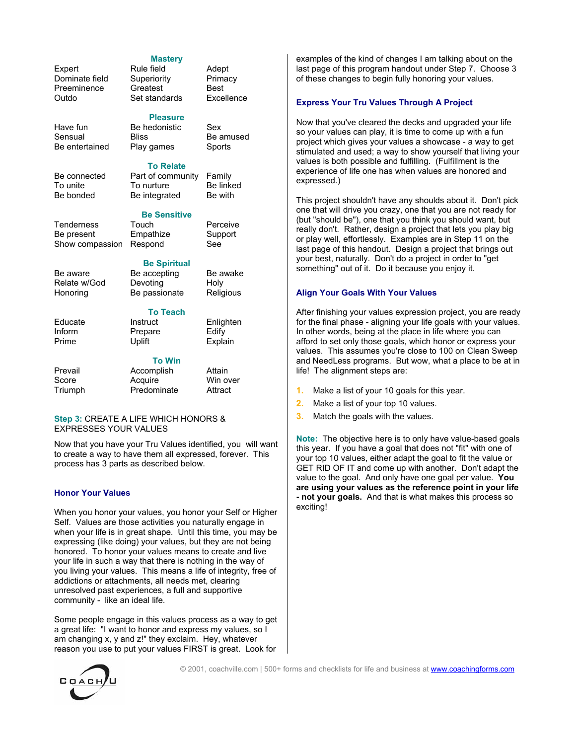**Mastery**

| | | |
|---|---|---|
| Expert | Rule field | Adept |
| Dominate field | Superiority | Primacy |
| Preeminence | Greatest | Best |
| Outdo | Set standards | Excellence |

**Pleasure**

| | | |
|---|---|---|
| Have fun | Be hedonistic | Sex |
| Sensual | Bliss | Be amused |
| Be entertained | Play games | Sports |

**To Relate**

| | | |
|---|---|---|
| Be connected | Part of community | Family |
| To unite | To nurture | Be linked |
| Be bonded | Be integrated | Be with |

**Be Sensitive**

| | | |
|---|---|---|
| Tenderness | Touch | Perceive |
| Be present | Empathize | Support |
| Show compassion | Respond | See |

**Be Spiritual**

| | | |
|---|---|---|
| Be aware | Be accepting | Be awake |
| Relate w/God | Devoting | Holy |
| Honoring | Be passionate | Religious |

**To Teach**

| | | |
|---|---|---|
| Educate | Instruct | Enlighten |
| Inform | Prepare | Edify |
| Prime | Uplift | Explain |

**To Win**

| | | |
|---|---|---|
| Prevail | Accomplish | Attain |
| Score | Acquire | Win over |
| Triumph | Predominate | Attract |

**Step 3:** CREATE A LIFE WHICH HONORS & EXPRESSES YOUR VALUES

Now that you have your Tru Values identified, you will want to create a way to have them all expressed, forever. This process has 3 parts as described below.

### Honor Your Values

When you honor your values, you honor your Self or Higher Self. Values are those activities you naturally engage in when your life is in great shape. Until this time, you may be expressing (like doing) your values, but they are not being honored. To honor your values means to create and live your life in such a way that there is nothing in the way of you living your values. This means a life of integrity, free of addictions or attachments, all needs met, clearing unresolved past experiences, a full and supportive community - like an ideal life.

Some people engage in this values process as a way to get a great life: "I want to honor and express my values, so I am changing x, y and z!" they exclaim. Hey, whatever reason you use to put your values FIRST is great. Look for examples of the kind of changes I am talking about on the last page of this program handout under Step 7. Choose 3 of these changes to begin fully honoring your values.

### Express Your Tru Values Through A Project

Now that you've cleared the decks and upgraded your life so your values can play, it is time to come up with a fun project which gives your values a showcase - a way to get stimulated and used; a way to show yourself that living your values is both possible and fulfilling. (Fulfillment is the experience of life one has when values are honored and expressed.)

This project shouldn't have any shoulds about it. Don't pick one that will drive you crazy, one that you are not ready for (but "should be"), one that you think you should want, but really don't. Rather, design a project that lets you play big or play well, effortlessly. Examples are in Step 11 on the last page of this handout. Design a project that brings out your best, naturally. Don't do a project in order to "get something" out of it. Do it because you enjoy it.

### Align Your Goals With Your Values

After finishing your values expression project, you are ready for the final phase - aligning your life goals with your values. In other words, being at the place in life where you can afford to set only those goals, which honor or express your values. This assumes you're close to 100 on Clean Sweep and NeedLess programs. But wow, what a place to be at in life! The alignment steps are:

1. Make a list of your 10 goals for this year.
2. Make a list of your top 10 values.
3. Match the goals with the values.

**Note:** The objective here is to only have value-based goals this year. If you have a goal that does not "fit" with one of your top 10 values, either adapt the goal to fit the value or GET RID OF IT and come up with another. Don't adapt the value to the goal. And only have one goal per value. **You are using your values as the reference point in your life - not your goals.** And that is what makes this process so exciting!

© 2001, coachville.com | 500+ forms and checklists for life and business at www.coachingforms.com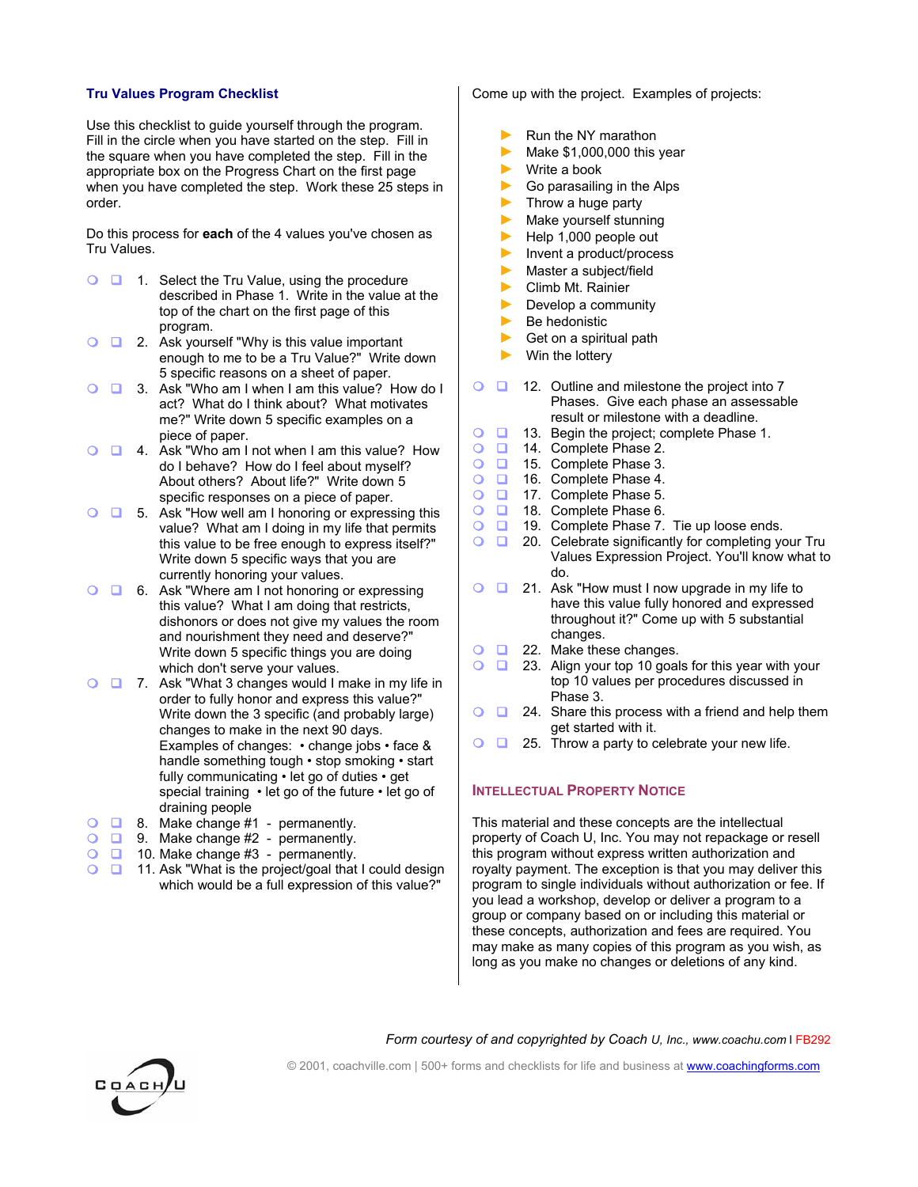### Tru Values Program Checklist

Use this checklist to guide yourself through the program. Fill in the circle when you have started on the step. Fill in the square when you have completed the step. Fill in the appropriate box on the Progress Chart on the first page when you have completed the step. Work these 25 steps in order.

Do this process for **each** of the 4 values you've chosen as Tru Values.

- ○ ❑ 1. Select the Tru Value, using the procedure described in Phase 1. Write in the value at the top of the chart on the first page of this program.
- ○ ❑ 2. Ask yourself "Why is this value important enough to me to be a Tru Value?" Write down 5 specific reasons on a sheet of paper.
- ○ ❑ 3. Ask "Who am I when I am this value? How do I act? What do I think about? What motivates me?" Write down 5 specific examples on a piece of paper.
- ○ ❑ 4. Ask "Who am I not when I am this value? How do I behave? How do I feel about myself? About others? About life?" Write down 5 specific responses on a piece of paper.
- ○ ❑ 5. Ask "How well am I honoring or expressing this value? What am I doing in my life that permits this value to be free enough to express itself?" Write down 5 specific ways that you are currently honoring your values.
- ○ ❑ 6. Ask "Where am I not honoring or expressing this value? What I am doing that restricts, dishonors or does not give my values the room and nourishment they need and deserve?" Write down 5 specific things you are doing which don't serve your values.
- ○ ❑ 7. Ask "What 3 changes would I make in my life in order to fully honor and express this value?" Write down the 3 specific (and probably large) changes to make in the next 90 days. Examples of changes: • change jobs • face & handle something tough • stop smoking • start fully communicating • let go of duties • get special training • let go of the future • let go of draining people
- ○ ❑ 8. Make change #1 - permanently.
- ○ ❑ 9. Make change #2 - permanently.
- ○ ❑ 10. Make change #3 - permanently.
- ○ ❑ 11. Ask "What is the project/goal that I could design which would be a full expression of this value?"

Come up with the project. Examples of projects:

- Run the NY marathon
- Make $1,000,000 this year
- Write a book
- Go parasailing in the Alps
- Throw a huge party
- Make yourself stunning
- Help 1,000 people out
- Invent a product/process
- Master a subject/field
- Climb Mt. Rainier
- Develop a community
- Be hedonistic
- Get on a spiritual path
- Win the lottery

- ○ ❑ 12. Outline and milestone the project into 7 Phases. Give each phase an assessable result or milestone with a deadline.
- ○ ❑ 13. Begin the project; complete Phase 1.
- ○ ❑ 14. Complete Phase 2.
- ○ ❑ 15. Complete Phase 3.
- ○ ❑ 16. Complete Phase 4.
- ○ ❑ 17. Complete Phase 5.
- ○ ❑ 18. Complete Phase 6.
- ○ ❑ 19. Complete Phase 7. Tie up loose ends.
- ○ ❑ 20. Celebrate significantly for completing your Tru Values Expression Project. You'll know what to do.
- ○ ❑ 21. Ask "How must I now upgrade in my life to have this value fully honored and expressed throughout it?" Come up with 5 substantial changes.
- ○ ❑ 22. Make these changes.
- ○ ❑ 23. Align your top 10 goals for this year with your top 10 values per procedures discussed in Phase 3.
- ○ ❑ 24. Share this process with a friend and help them get started with it.
- ○ ❑ 25. Throw a party to celebrate your new life.

### Intellectual Property Notice

This material and these concepts are the intellectual property of Coach U, Inc. You may not repackage or resell this program without express written authorization and royalty payment. The exception is that you may deliver this program to single individuals without authorization or fee. If you lead a workshop, develop or deliver a program to a group or company based on or including this material or these concepts, authorization and fees are required. You may make as many copies of this program as you wish, as long as you make no changes or deletions of any kind.

*Form courtesy of and copyrighted by Coach U, Inc., www.coachu.com* | FB292

© 2001, coachville.com | 500+ forms and checklists for life and business at www.coachingforms.com